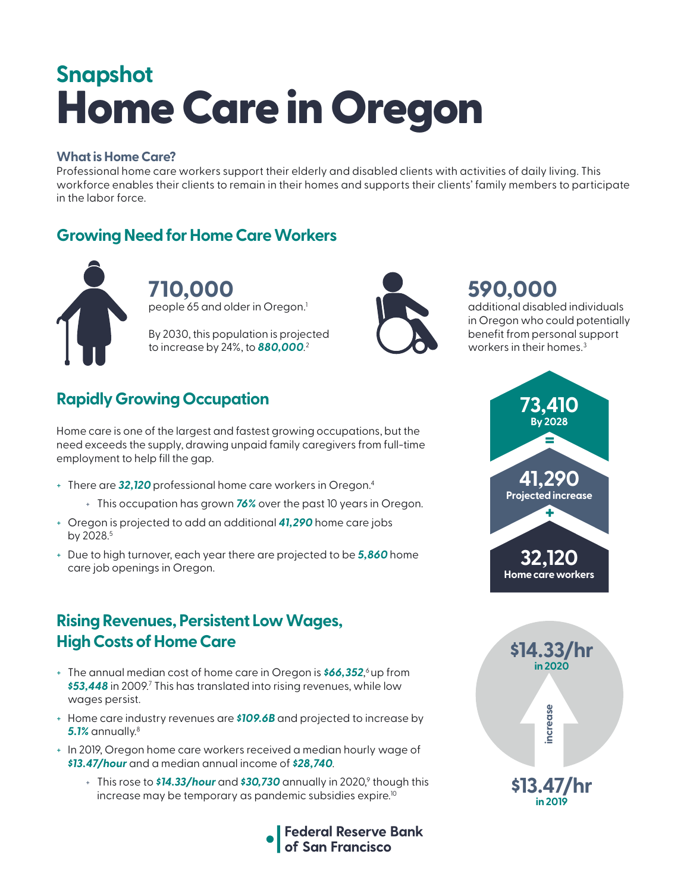## Snapshot

# Home Care in Oregon

### What is Home Care?

Professional home care workers support their elderly and disabled clients with activities of daily living. This workforce enables their clients to remain in their homes and supports their clients' family members to participate in the labor force.

## Growing Need for Home Care Workers

**710,000**
people 65 and older in Oregon.[1]

By 2030, this population is projected to increase by 24%, to ***880,000***.[2]

**590,000**
additional disabled individuals in Oregon who could potentially benefit from personal support workers in their homes.[3]

## Rapidly Growing Occupation

Home care is one of the largest and fastest growing occupations, but the need exceeds the supply, drawing unpaid family caregivers from full-time employment to help fill the gap.

- There are ***32,120*** professional home care workers in Oregon.[4]
  - This occupation has grown ***76%*** over the past 10 years in Oregon.
- Oregon is projected to add an additional ***41,290*** home care jobs by 2028.[5]
- Due to high turnover, each year there are projected to be ***5,860*** home care job openings in Oregon.

**73,410**
By 2028

=

**41,290**
Projected increase

+

**32,120**
Home care workers

## Rising Revenues, Persistent Low Wages, High Costs of Home Care

- The annual median cost of home care in Oregon is ***$66,352***,[6] up from ***$53,448*** in 2009.[7] This has translated into rising revenues, while low wages persist.
- Home care industry revenues are ***$109.6B*** and projected to increase by ***5.1%*** annually.[8]
- In 2019, Oregon home care workers received a median hourly wage of ***$13.47/hour*** and a median annual income of ***$28,740***.
  - This rose to ***$14.33/hour*** and ***$30,730*** annually in 2020,[9] though this increase may be temporary as pandemic subsidies expire.[10]

**$14.33/hr**
in 2020

increase

**$13.47/hr**
in 2019

Federal Reserve Bank of San Francisco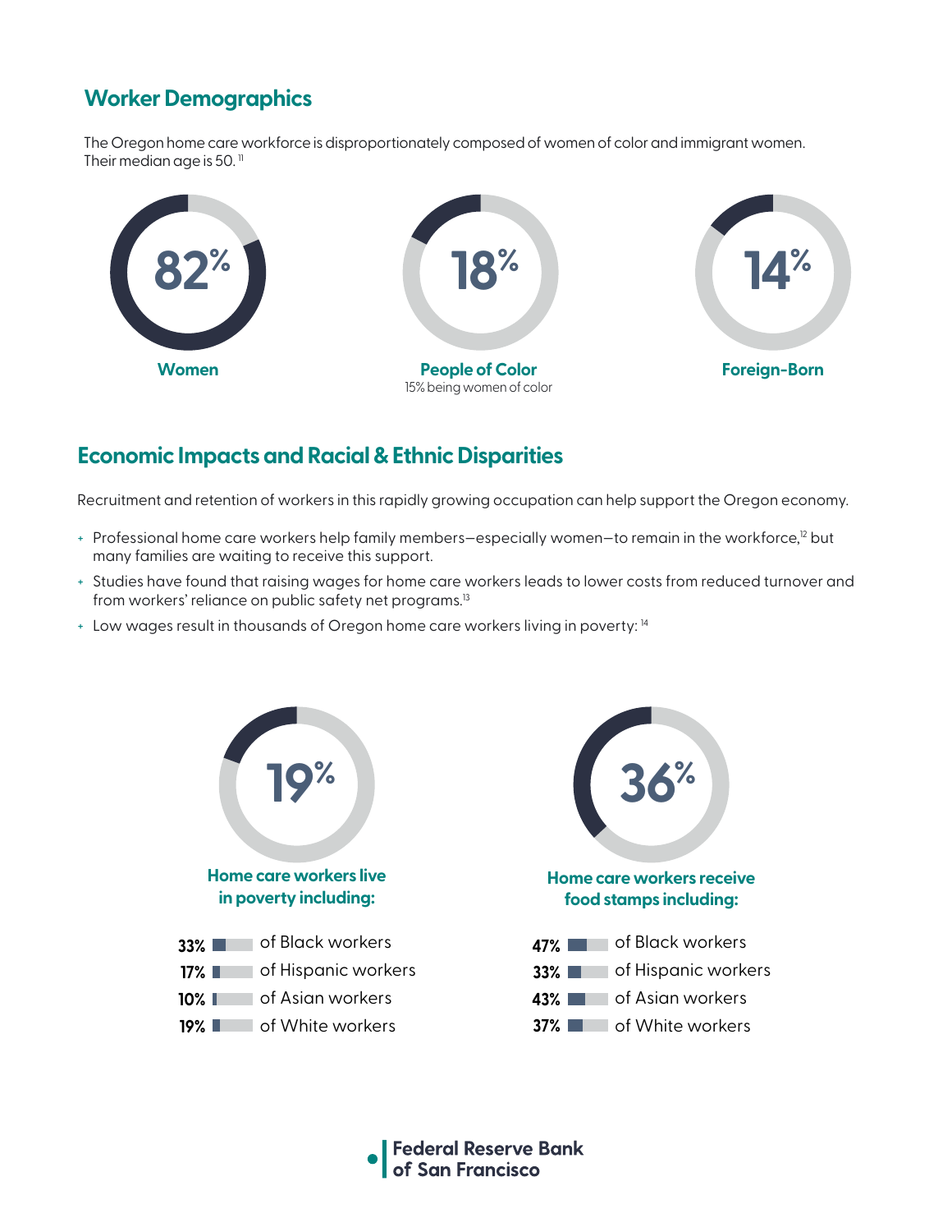## Worker Demographics

The Oregon home care workforce is disproportionately composed of women of color and immigrant women. Their median age is 50.[11]

**82%**
**Women**

**18%**
**People of Color**
15% being women of color

**14%**
**Foreign-Born**

## Economic Impacts and Racial & Ethnic Disparities

Recruitment and retention of workers in this rapidly growing occupation can help support the Oregon economy.

- Professional home care workers help family members—especially women—to remain in the workforce,[12] but many families are waiting to receive this support.
- Studies have found that raising wages for home care workers leads to lower costs from reduced turnover and from workers' reliance on public safety net programs.[13]
- Low wages result in thousands of Oregon home care workers living in poverty: [14]

**19%**
**Home care workers live in poverty including:**

- **33%** of Black workers
- **17%** of Hispanic workers
- **10%** of Asian workers
- **19%** of White workers

**36%**
**Home care workers receive food stamps including:**

- **47%** of Black workers
- **33%** of Hispanic workers
- **43%** of Asian workers
- **37%** of White workers

Federal Reserve Bank of San Francisco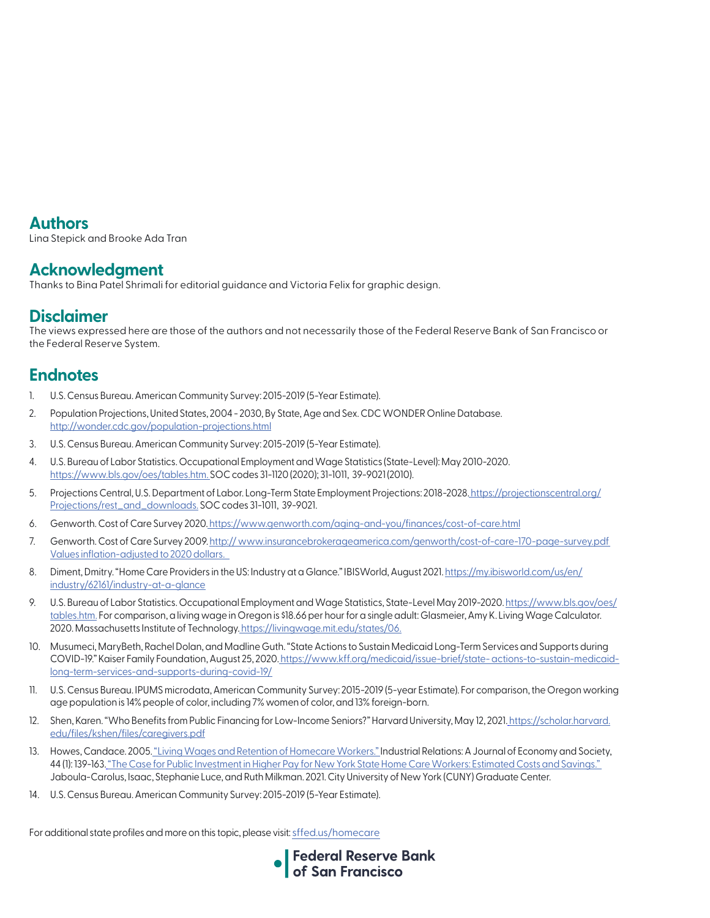## Authors

Lina Stepick and Brooke Ada Tran

## Acknowledgment

Thanks to Bina Patel Shrimali for editorial guidance and Victoria Felix for graphic design.

## Disclaimer

The views expressed here are those of the authors and not necessarily those of the Federal Reserve Bank of San Francisco or the Federal Reserve System.

## Endnotes

1. U.S. Census Bureau. American Community Survey: 2015-2019 (5-Year Estimate).
2. Population Projections, United States, 2004 - 2030, By State, Age and Sex. CDC WONDER Online Database. http://wonder.cdc.gov/population-projections.html
3. U.S. Census Bureau. American Community Survey: 2015-2019 (5-Year Estimate).
4. U.S. Bureau of Labor Statistics. Occupational Employment and Wage Statistics (State-Level): May 2010-2020. https://www.bls.gov/oes/tables.htm. SOC codes 31-1120 (2020); 31-1011, 39-9021 (2010).
5. Projections Central, U.S. Department of Labor. Long-Term State Employment Projections: 2018-2028. https://projectionscentral.org/Projections/rest_and_downloads. SOC codes 31-1011, 39-9021.
6. Genworth. Cost of Care Survey 2020. https://www.genworth.com/aging-and-you/finances/cost-of-care.html
7. Genworth. Cost of Care Survey 2009. http:// www.insurancebrokerageamerica.com/genworth/cost-of-care-170-page-survey.pdf Values inflation-adjusted to 2020 dollars.
8. Diment, Dmitry. "Home Care Providers in the US: Industry at a Glance." IBISWorld, August 2021. https://my.ibisworld.com/us/en/industry/62161/industry-at-a-glance
9. U.S. Bureau of Labor Statistics. Occupational Employment and Wage Statistics, State-Level May 2019-2020. https://www.bls.gov/oes/tables.htm. For comparison, a living wage in Oregon is $18.66 per hour for a single adult: Glasmeier, Amy K. Living Wage Calculator. 2020. Massachusetts Institute of Technology. https://livingwage.mit.edu/states/06.
10. Musumeci, MaryBeth, Rachel Dolan, and Madline Guth. "State Actions to Sustain Medicaid Long-Term Services and Supports during COVID-19." Kaiser Family Foundation, August 25, 2020. https://www.kff.org/medicaid/issue-brief/state- actions-to-sustain-medicaid-long-term-services-and-supports-during-covid-19/
11. U.S. Census Bureau. IPUMS microdata, American Community Survey: 2015-2019 (5-year Estimate). For comparison, the Oregon working age population is 14% people of color, including 7% women of color, and 13% foreign-born.
12. Shen, Karen. "Who Benefits from Public Financing for Low-Income Seniors?" Harvard University, May 12, 2021. https://scholar.harvard.edu/files/kshen/files/caregivers.pdf
13. Howes, Candace. 2005. "Living Wages and Retention of Homecare Workers." Industrial Relations: A Journal of Economy and Society, 44 (1): 139-163. "The Case for Public Investment in Higher Pay for New York State Home Care Workers: Estimated Costs and Savings." Jaboula-Carolus, Isaac, Stephanie Luce, and Ruth Milkman. 2021. City University of New York (CUNY) Graduate Center.
14. U.S. Census Bureau. American Community Survey: 2015-2019 (5-Year Estimate).

For additional state profiles and more on this topic, please visit: sffed.us/homecare

Federal Reserve Bank of San Francisco